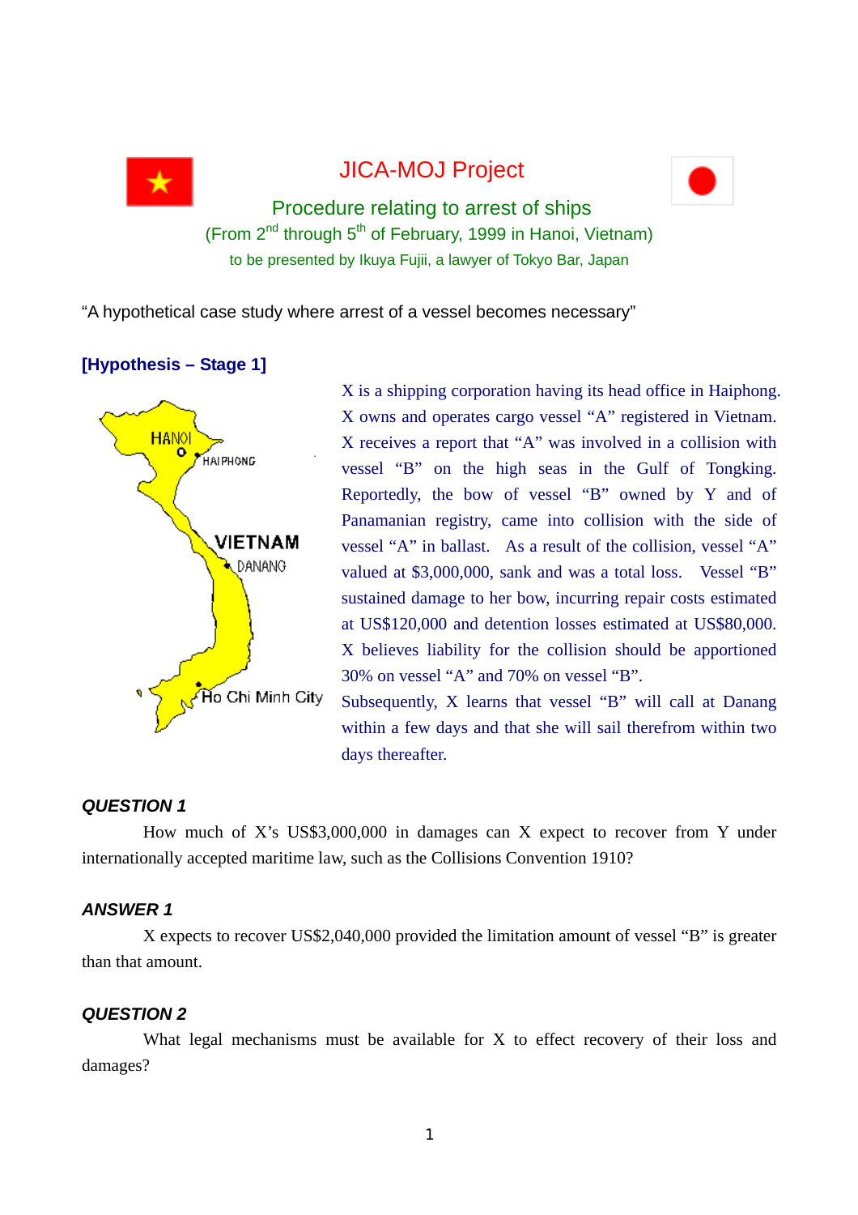# JICA-MOJ Project

## Procedure relating to arrest of ships

(From 2nd through 5th of February, 1999 in Hanoi, Vietnam)

to be presented by Ikuya Fujii, a lawyer of Tokyo Bar, Japan

"A hypothetical case study where arrest of a vessel becomes necessary"

### [Hypothesis – Stage 1]

X is a shipping corporation having its head office in Haiphong. X owns and operates cargo vessel "A" registered in Vietnam. X receives a report that "A" was involved in a collision with vessel "B" on the high seas in the Gulf of Tongking. Reportedly, the bow of vessel "B" owned by Y and of Panamanian registry, came into collision with the side of vessel "A" in ballast. As a result of the collision, vessel "A" valued at $3,000,000, sank and was a total loss. Vessel "B" sustained damage to her bow, incurring repair costs estimated at US$120,000 and detention losses estimated at US$80,000. X believes liability for the collision should be apportioned 30% on vessel "A" and 70% on vessel "B". Subsequently, X learns that vessel "B" will call at Danang within a few days and that she will sail therefrom within two days thereafter.

### *QUESTION 1*

How much of X's US$3,000,000 in damages can X expect to recover from Y under internationally accepted maritime law, such as the Collisions Convention 1910?

### *ANSWER 1*

X expects to recover US$2,040,000 provided the limitation amount of vessel "B" is greater than that amount.

### *QUESTION 2*

What legal mechanisms must be available for X to effect recovery of their loss and damages?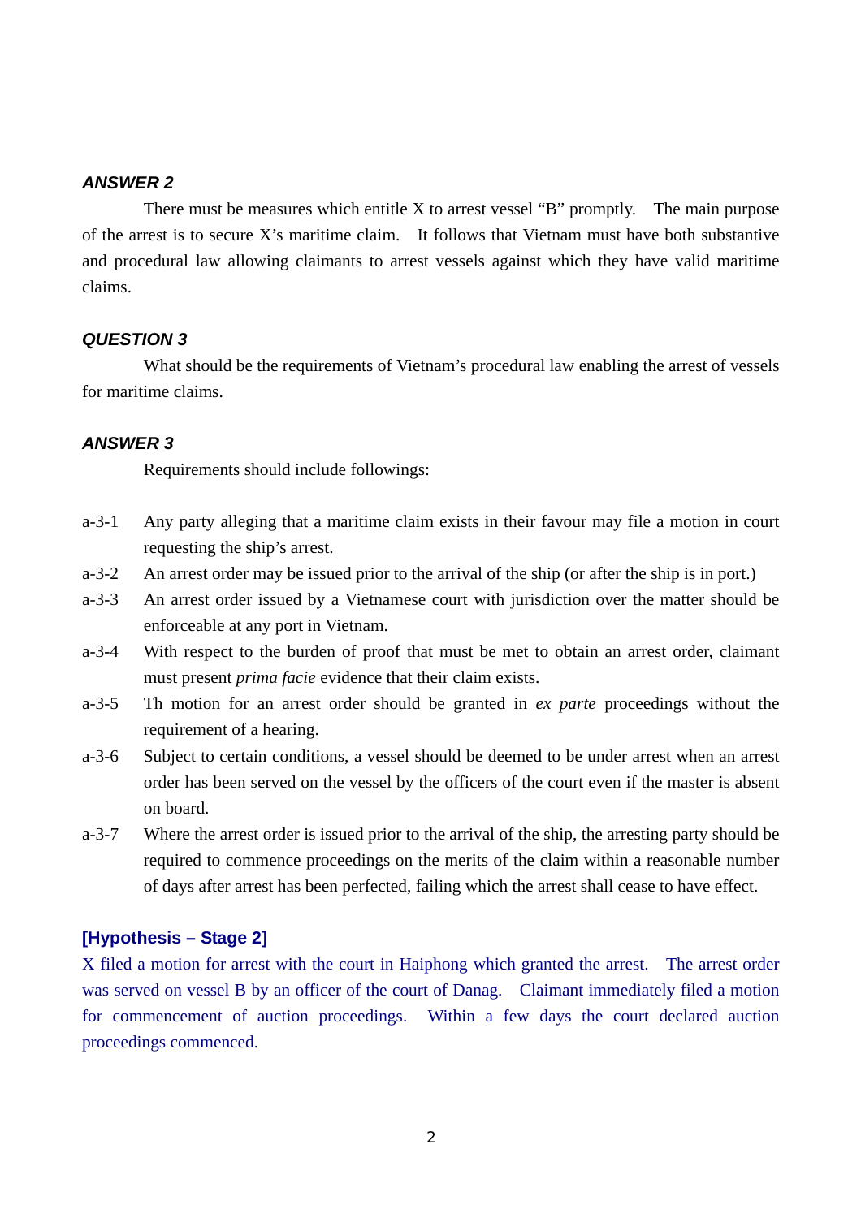### *ANSWER 2*

There must be measures which entitle X to arrest vessel "B" promptly. The main purpose of the arrest is to secure X's maritime claim. It follows that Vietnam must have both substantive and procedural law allowing claimants to arrest vessels against which they have valid maritime claims.

### *QUESTION 3*

What should be the requirements of Vietnam's procedural law enabling the arrest of vessels for maritime claims.

### *ANSWER 3*

Requirements should include followings:

- a-3-1 Any party alleging that a maritime claim exists in their favour may file a motion in court requesting the ship's arrest.
- a-3-2 An arrest order may be issued prior to the arrival of the ship (or after the ship is in port.)
- a-3-3 An arrest order issued by a Vietnamese court with jurisdiction over the matter should be enforceable at any port in Vietnam.
- a-3-4 With respect to the burden of proof that must be met to obtain an arrest order, claimant must present *prima facie* evidence that their claim exists.
- a-3-5 Th motion for an arrest order should be granted in *ex parte* proceedings without the requirement of a hearing.
- a-3-6 Subject to certain conditions, a vessel should be deemed to be under arrest when an arrest order has been served on the vessel by the officers of the court even if the master is absent on board.
- a-3-7 Where the arrest order is issued prior to the arrival of the ship, the arresting party should be required to commence proceedings on the merits of the claim within a reasonable number of days after arrest has been perfected, failing which the arrest shall cease to have effect.

### [Hypothesis – Stage 2]

X filed a motion for arrest with the court in Haiphong which granted the arrest. The arrest order was served on vessel B by an officer of the court of Danag. Claimant immediately filed a motion for commencement of auction proceedings. Within a few days the court declared auction proceedings commenced.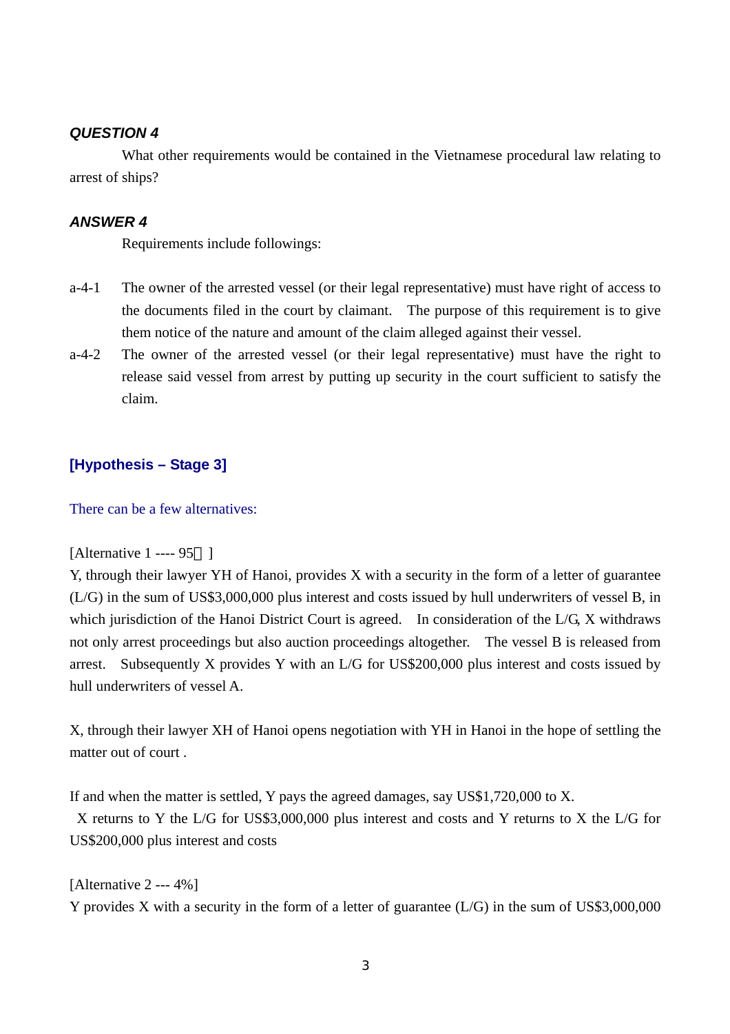***QUESTION 4***

What other requirements would be contained in the Vietnamese procedural law relating to arrest of ships?

***ANSWER 4***

Requirements include followings:

a-4-1 The owner of the arrested vessel (or their legal representative) must have right of access to the documents filed in the court by claimant. The purpose of this requirement is to give them notice of the nature and amount of the claim alleged against their vessel.

a-4-2 The owner of the arrested vessel (or their legal representative) must have the right to release said vessel from arrest by putting up security in the court sufficient to satisfy the claim.

**[Hypothesis – Stage 3]**

There can be a few alternatives:

[Alternative 1 ---- 95％]

Y, through their lawyer YH of Hanoi, provides X with a security in the form of a letter of guarantee (L/G) in the sum of US$3,000,000 plus interest and costs issued by hull underwriters of vessel B, in which jurisdiction of the Hanoi District Court is agreed. In consideration of the L/G, X withdraws not only arrest proceedings but also auction proceedings altogether. The vessel B is released from arrest. Subsequently X provides Y with an L/G for US$200,000 plus interest and costs issued by hull underwriters of vessel A.

X, through their lawyer XH of Hanoi opens negotiation with YH in Hanoi in the hope of settling the matter out of court .

If and when the matter is settled, Y pays the agreed damages, say US$1,720,000 to X.

X returns to Y the L/G for US$3,000,000 plus interest and costs and Y returns to X the L/G for US$200,000 plus interest and costs

[Alternative 2 --- 4%]

Y provides X with a security in the form of a letter of guarantee (L/G) in the sum of US$3,000,000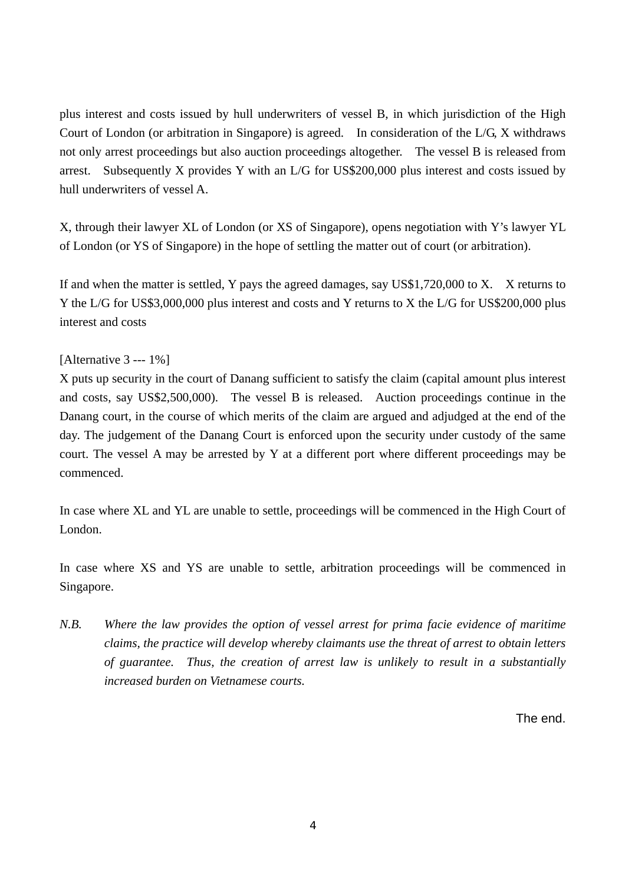plus interest and costs issued by hull underwriters of vessel B, in which jurisdiction of the High Court of London (or arbitration in Singapore) is agreed. In consideration of the L/G, X withdraws not only arrest proceedings but also auction proceedings altogether. The vessel B is released from arrest. Subsequently X provides Y with an L/G for US$200,000 plus interest and costs issued by hull underwriters of vessel A.

X, through their lawyer XL of London (or XS of Singapore), opens negotiation with Y's lawyer YL of London (or YS of Singapore) in the hope of settling the matter out of court (or arbitration).

If and when the matter is settled, Y pays the agreed damages, say US$1,720,000 to X. X returns to Y the L/G for US$3,000,000 plus interest and costs and Y returns to X the L/G for US$200,000 plus interest and costs

[Alternative 3 --- 1%]
X puts up security in the court of Danang sufficient to satisfy the claim (capital amount plus interest and costs, say US$2,500,000). The vessel B is released. Auction proceedings continue in the Danang court, in the course of which merits of the claim are argued and adjudged at the end of the day. The judgement of the Danang Court is enforced upon the security under custody of the same court. The vessel A may be arrested by Y at a different port where different proceedings may be commenced.

In case where XL and YL are unable to settle, proceedings will be commenced in the High Court of London.

In case where XS and YS are unable to settle, arbitration proceedings will be commenced in Singapore.

*N.B.* *Where the law provides the option of vessel arrest for prima facie evidence of maritime claims, the practice will develop whereby claimants use the threat of arrest to obtain letters of guarantee. Thus, the creation of arrest law is unlikely to result in a substantially increased burden on Vietnamese courts.*

The end.